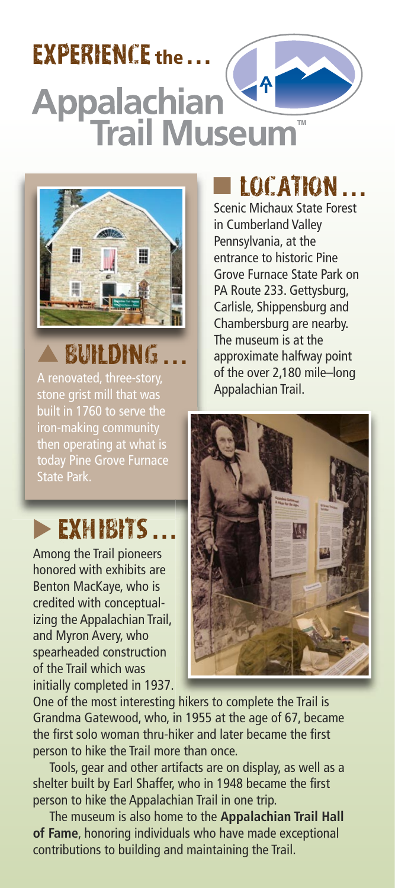# EXPERIENCE the… Appalachian Trail Museum™

## ▲ BUILDING…

A renovated, three-story, stone grist mill that was built in 1760 to serve the iron-making community then operating at what is today Pine Grove Furnace State Park.

## ■ LOCATION…

Scenic Michaux State Forest in Cumberland Valley Pennsylvania, at the entrance to historic Pine Grove Furnace State Park on PA Route 233. Gettysburg, Carlisle, Shippensburg and Chambersburg are nearby. The museum is at the approximate halfway point of the over 2,180 mile–long Appalachian Trail.

## ▶ EXHIBITS…

Among the Trail pioneers honored with exhibits are Benton MacKaye, who is credited with conceptualizing the Appalachian Trail, and Myron Avery, who spearheaded construction of the Trail which was initially completed in 1937. One of the most interesting hikers to complete the Trail is Grandma Gatewood, who, in 1955 at the age of 67, became the first solo woman thru-hiker and later became the first person to hike the Trail more than once.

Tools, gear and other artifacts are on display, as well as a shelter built by Earl Shaffer, who in 1948 became the first person to hike the Appalachian Trail in one trip.

The museum is also home to the **Appalachian Trail Hall of Fame**, honoring individuals who have made exceptional contributions to building and maintaining the Trail.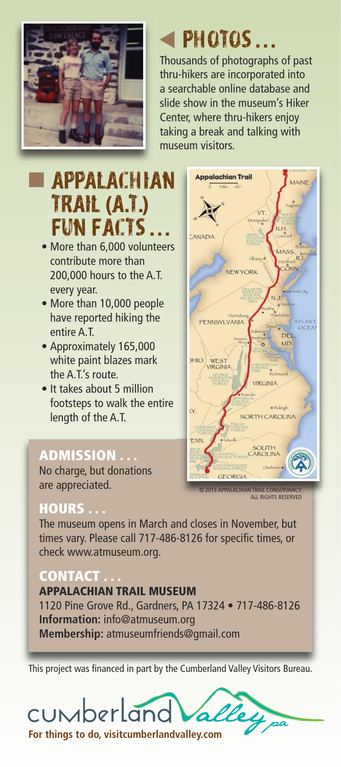## ◀ PHOTOS...

Thousands of photographs of past thru-hikers are incorporated into a searchable online database and slide show in the museum's Hiker Center, where thru-hikers enjoy taking a break and talking with museum visitors.

## APPALACHIAN TRAIL (A.T.) FUN FACTS...

- More than 6,000 volunteers contribute more than 200,000 hours to the A.T. every year.
- More than 10,000 people have reported hiking the entire A.T.
- Approximately 165,000 white paint blazes mark the A.T.'s route.
- It takes about 5 million footsteps to walk the entire length of the A.T.

© 2013 APPALACHIAN TRAIL CONSERVANCY. ALL RIGHTS RESERVED

### ADMISSION . . .

No charge, but donations are appreciated.

### HOURS . . .

The museum opens in March and closes in November, but times vary. Please call 717-486-8126 for specific times, or check www.atmuseum.org.

### CONTACT . . .

**APPALACHIAN TRAIL MUSEUM**

1120 Pine Grove Rd., Gardners, PA 17324 • 717-486-8126

**Information:** info@atmuseum.org

**Membership:** atmuseumfriends@gmail.com

This project was financed in part by the Cumberland Valley Visitors Bureau.

cumberland Valley pa

**For things to do, visitcumberlandvalley.com**